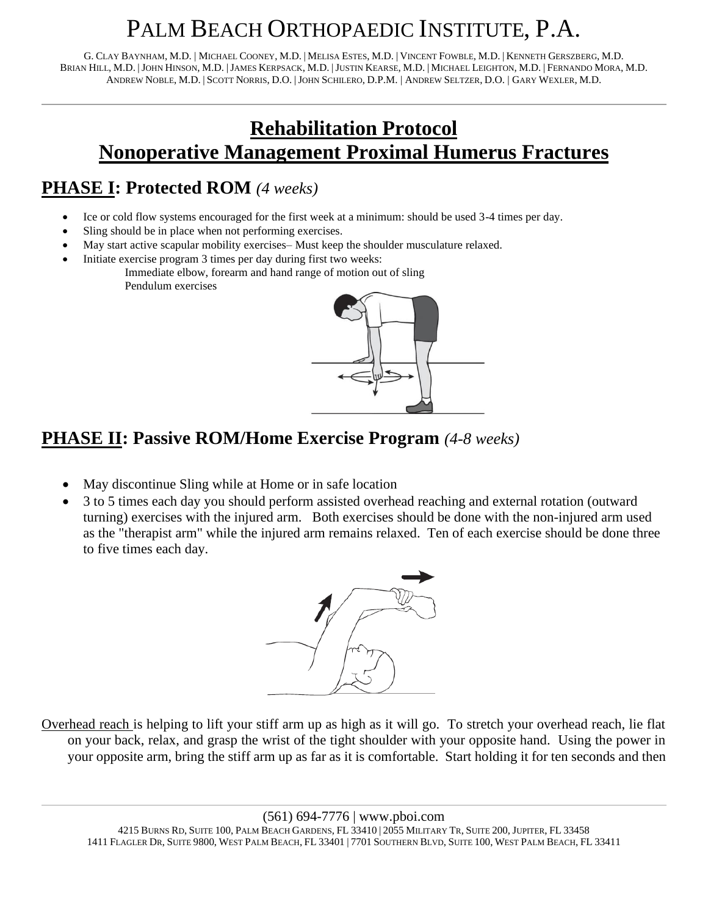# PALM BEACH ORTHOPAEDIC INSTITUTE, P.A.

G. CLAY BAYNHAM, M.D. | MICHAEL COONEY, M.D. | MELISA ESTES, M.D. | VINCENT FOWBLE, M.D. | KENNETH GERSZBERG, M.D.
BRIAN HILL, M.D. | JOHN HINSON, M.D. | JAMES KERPSACK, M.D. | JUSTIN KEARSE, M.D. | MICHAEL LEIGHTON, M.D. | FERNANDO MORA, M.D.
ANDREW NOBLE, M.D. | SCOTT NORRIS, D.O. | JOHN SCHILERO, D.P.M. | ANDREW SELTZER, D.O. | GARY WEXLER, M.D.

---

## Rehabilitation Protocol
## Nonoperative Management Proximal Humerus Fractures

## PHASE I: Protected ROM *(4 weeks)*

- Ice or cold flow systems encouraged for the first week at a minimum: should be used 3-4 times per day.
- Sling should be in place when not performing exercises.
- May start active scapular mobility exercises– Must keep the shoulder musculature relaxed.
- Initiate exercise program 3 times per day during first two weeks:
  - Immediate elbow, forearm and hand range of motion out of sling
  - Pendulum exercises

## PHASE II: Passive ROM/Home Exercise Program *(4-8 weeks)*

- May discontinue Sling while at Home or in safe location
- 3 to 5 times each day you should perform assisted overhead reaching and external rotation (outward turning) exercises with the injured arm. Both exercises should be done with the non-injured arm used as the "therapist arm" while the injured arm remains relaxed. Ten of each exercise should be done three to five times each day.

Overhead reach is helping to lift your stiff arm up as high as it will go. To stretch your overhead reach, lie flat on your back, relax, and grasp the wrist of the tight shoulder with your opposite hand. Using the power in your opposite arm, bring the stiff arm up as far as it is comfortable. Start holding it for ten seconds and then

(561) 694-7776 | www.pboi.com
4215 BURNS RD, SUITE 100, PALM BEACH GARDENS, FL 33410 | 2055 MILITARY TR, SUITE 200, JUPITER, FL 33458
1411 FLAGLER DR, SUITE 9800, WEST PALM BEACH, FL 33401 | 7701 SOUTHERN BLVD, SUITE 100, WEST PALM BEACH, FL 33411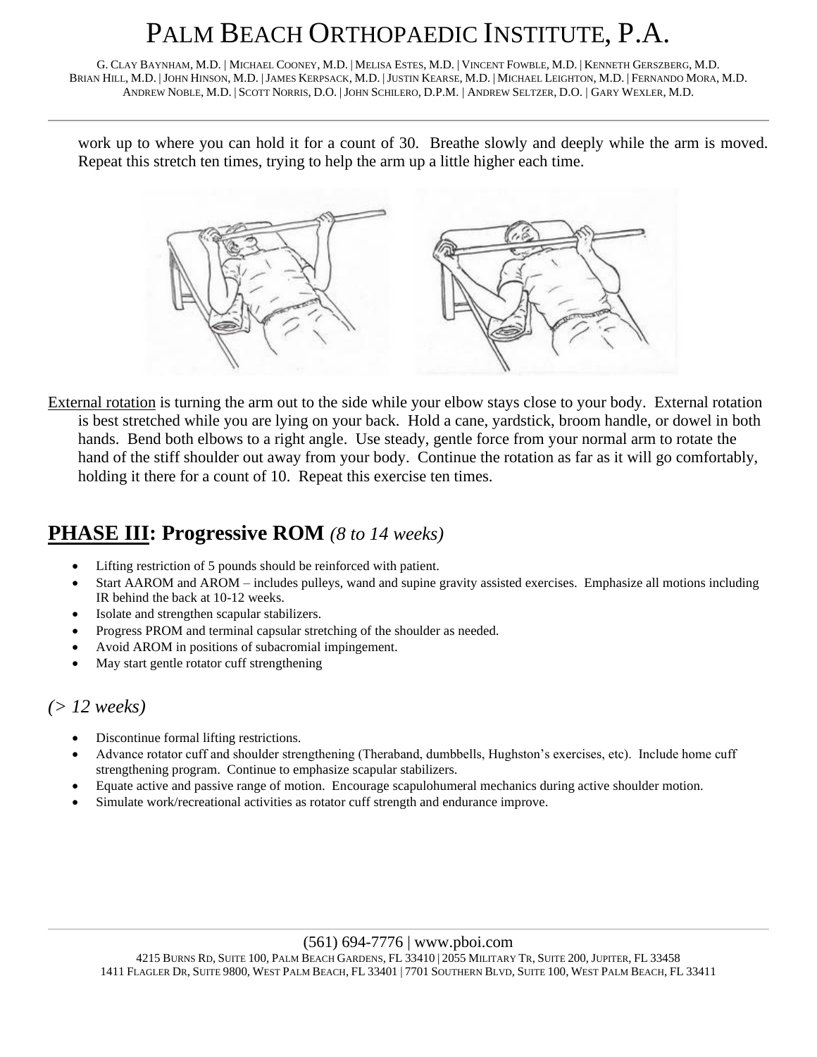work up to where you can hold it for a count of 30. Breathe slowly and deeply while the arm is moved. Repeat this stretch ten times, trying to help the arm up a little higher each time.

External rotation is turning the arm out to the side while your elbow stays close to your body. External rotation is best stretched while you are lying on your back. Hold a cane, yardstick, broom handle, or dowel in both hands. Bend both elbows to a right angle. Use steady, gentle force from your normal arm to rotate the hand of the stiff shoulder out away from your body. Continue the rotation as far as it will go comfortably, holding it there for a count of 10. Repeat this exercise ten times.

## **PHASE III: Progressive ROM** *(8 to 14 weeks)*

- Lifting restriction of 5 pounds should be reinforced with patient.
- Start AAROM and AROM – includes pulleys, wand and supine gravity assisted exercises. Emphasize all motions including IR behind the back at 10-12 weeks.
- Isolate and strengthen scapular stabilizers.
- Progress PROM and terminal capsular stretching of the shoulder as needed.
- Avoid AROM in positions of subacromial impingement.
- May start gentle rotator cuff strengthening

### *(> 12 weeks)*

- Discontinue formal lifting restrictions.
- Advance rotator cuff and shoulder strengthening (Theraband, dumbbells, Hughston's exercises, etc). Include home cuff strengthening program. Continue to emphasize scapular stabilizers.
- Equate active and passive range of motion. Encourage scapulohumeral mechanics during active shoulder motion.
- Simulate work/recreational activities as rotator cuff strength and endurance improve.